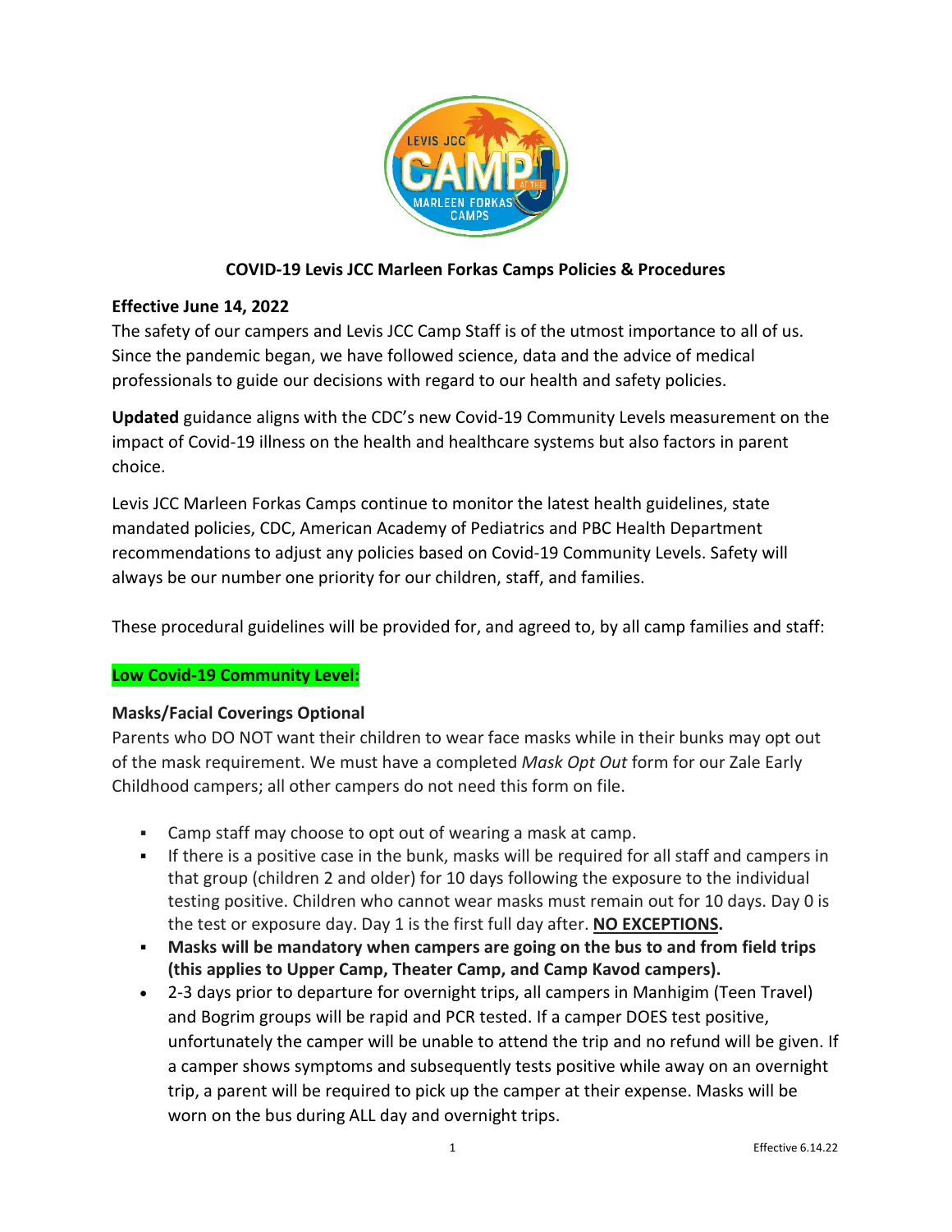## COVID-19 Levis JCC Marleen Forkas Camps Policies & Procedures

**Effective June 14, 2022**

The safety of our campers and Levis JCC Camp Staff is of the utmost importance to all of us. Since the pandemic began, we have followed science, data and the advice of medical professionals to guide our decisions with regard to our health and safety policies.

**Updated** guidance aligns with the CDC's new Covid-19 Community Levels measurement on the impact of Covid-19 illness on the health and healthcare systems but also factors in parent choice.

Levis JCC Marleen Forkas Camps continue to monitor the latest health guidelines, state mandated policies, CDC, American Academy of Pediatrics and PBC Health Department recommendations to adjust any policies based on Covid-19 Community Levels. Safety will always be our number one priority for our children, staff, and families.

These procedural guidelines will be provided for, and agreed to, by all camp families and staff:

**Low Covid-19 Community Level:**

**Masks/Facial Coverings Optional**

Parents who DO NOT want their children to wear face masks while in their bunks may opt out of the mask requirement. We must have a completed *Mask Opt Out* form for our Zale Early Childhood campers; all other campers do not need this form on file.

- Camp staff may choose to opt out of wearing a mask at camp.
- If there is a positive case in the bunk, masks will be required for all staff and campers in that group (children 2 and older) for 10 days following the exposure to the individual testing positive. Children who cannot wear masks must remain out for 10 days. Day 0 is the test or exposure day. Day 1 is the first full day after. **NO EXCEPTIONS.**
- **Masks will be mandatory when campers are going on the bus to and from field trips (this applies to Upper Camp, Theater Camp, and Camp Kavod campers).**
- 2-3 days prior to departure for overnight trips, all campers in Manhigim (Teen Travel) and Bogrim groups will be rapid and PCR tested. If a camper DOES test positive, unfortunately the camper will be unable to attend the trip and no refund will be given. If a camper shows symptoms and subsequently tests positive while away on an overnight trip, a parent will be required to pick up the camper at their expense. Masks will be worn on the bus during ALL day and overnight trips.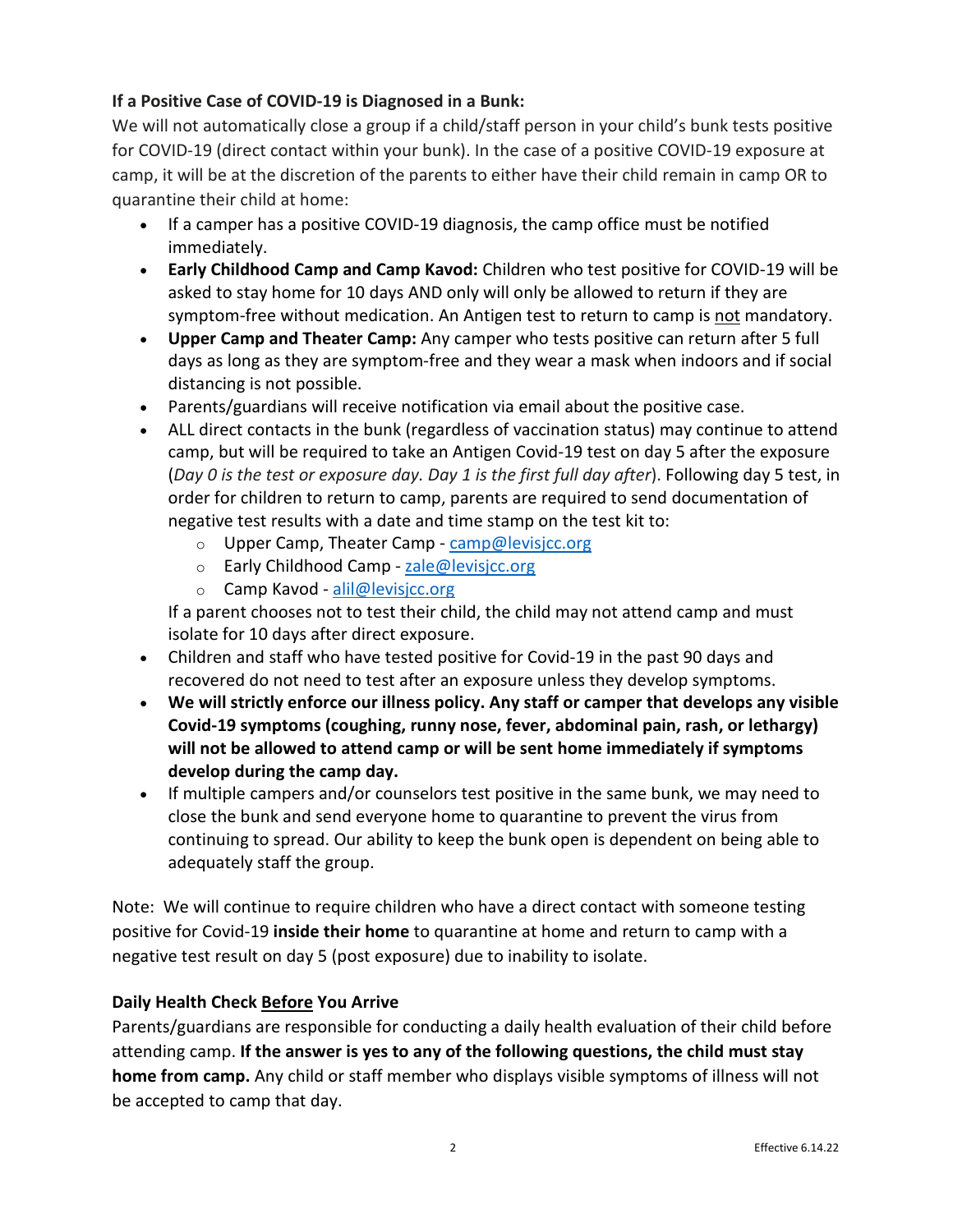**If a Positive Case of COVID-19 is Diagnosed in a Bunk:**

We will not automatically close a group if a child/staff person in your child's bunk tests positive for COVID-19 (direct contact within your bunk). In the case of a positive COVID-19 exposure at camp, it will be at the discretion of the parents to either have their child remain in camp OR to quarantine their child at home:

- If a camper has a positive COVID-19 diagnosis, the camp office must be notified immediately.
- **Early Childhood Camp and Camp Kavod:** Children who test positive for COVID-19 will be asked to stay home for 10 days AND only will only be allowed to return if they are symptom-free without medication. An Antigen test to return to camp is <u>not</u> mandatory.
- **Upper Camp and Theater Camp:** Any camper who tests positive can return after 5 full days as long as they are symptom-free and they wear a mask when indoors and if social distancing is not possible.
- Parents/guardians will receive notification via email about the positive case.
- ALL direct contacts in the bunk (regardless of vaccination status) may continue to attend camp, but will be required to take an Antigen Covid-19 test on day 5 after the exposure (*Day 0 is the test or exposure day. Day 1 is the first full day after*). Following day 5 test, in order for children to return to camp, parents are required to send documentation of negative test results with a date and time stamp on the test kit to:
  - Upper Camp, Theater Camp - camp@levisjcc.org
  - Early Childhood Camp - zale@levisjcc.org
  - Camp Kavod - alil@levisjcc.org

  If a parent chooses not to test their child, the child may not attend camp and must isolate for 10 days after direct exposure.
- Children and staff who have tested positive for Covid-19 in the past 90 days and recovered do not need to test after an exposure unless they develop symptoms.
- **We will strictly enforce our illness policy. Any staff or camper that develops any visible Covid-19 symptoms (coughing, runny nose, fever, abdominal pain, rash, or lethargy) will not be allowed to attend camp or will be sent home immediately if symptoms develop during the camp day.**
- If multiple campers and/or counselors test positive in the same bunk, we may need to close the bunk and send everyone home to quarantine to prevent the virus from continuing to spread. Our ability to keep the bunk open is dependent on being able to adequately staff the group.

Note: We will continue to require children who have a direct contact with someone testing positive for Covid-19 **inside their home** to quarantine at home and return to camp with a negative test result on day 5 (post exposure) due to inability to isolate.

**Daily Health Check <u>Before</u> You Arrive**

Parents/guardians are responsible for conducting a daily health evaluation of their child before attending camp. **If the answer is yes to any of the following questions, the child must stay home from camp.** Any child or staff member who displays visible symptoms of illness will not be accepted to camp that day.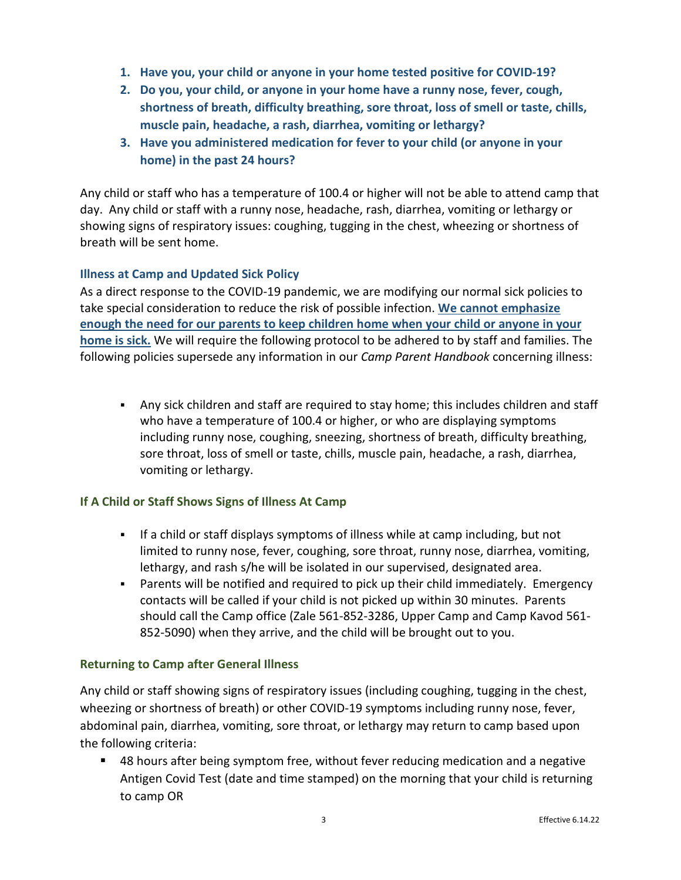1. **Have you, your child or anyone in your home tested positive for COVID-19?**
2. **Do you, your child, or anyone in your home have a runny nose, fever, cough, shortness of breath, difficulty breathing, sore throat, loss of smell or taste, chills, muscle pain, headache, a rash, diarrhea, vomiting or lethargy?**
3. **Have you administered medication for fever to your child (or anyone in your home) in the past 24 hours?**

Any child or staff who has a temperature of 100.4 or higher will not be able to attend camp that day. Any child or staff with a runny nose, headache, rash, diarrhea, vomiting or lethargy or showing signs of respiratory issues: coughing, tugging in the chest, wheezing or shortness of breath will be sent home.

### Illness at Camp and Updated Sick Policy

As a direct response to the COVID-19 pandemic, we are modifying our normal sick policies to take special consideration to reduce the risk of possible infection. **We cannot emphasize enough the need for our parents to keep children home when your child or anyone in your home is sick.** We will require the following protocol to be adhered to by staff and families. The following policies supersede any information in our *Camp Parent Handbook* concerning illness:

- Any sick children and staff are required to stay home; this includes children and staff who have a temperature of 100.4 or higher, or who are displaying symptoms including runny nose, coughing, sneezing, shortness of breath, difficulty breathing, sore throat, loss of smell or taste, chills, muscle pain, headache, a rash, diarrhea, vomiting or lethargy.

### If A Child or Staff Shows Signs of Illness At Camp

- If a child or staff displays symptoms of illness while at camp including, but not limited to runny nose, fever, coughing, sore throat, runny nose, diarrhea, vomiting, lethargy, and rash s/he will be isolated in our supervised, designated area.
- Parents will be notified and required to pick up their child immediately. Emergency contacts will be called if your child is not picked up within 30 minutes. Parents should call the Camp office (Zale 561-852-3286, Upper Camp and Camp Kavod 561-852-5090) when they arrive, and the child will be brought out to you.

### Returning to Camp after General Illness

Any child or staff showing signs of respiratory issues (including coughing, tugging in the chest, wheezing or shortness of breath) or other COVID-19 symptoms including runny nose, fever, abdominal pain, diarrhea, vomiting, sore throat, or lethargy may return to camp based upon the following criteria:

- 48 hours after being symptom free, without fever reducing medication and a negative Antigen Covid Test (date and time stamped) on the morning that your child is returning to camp OR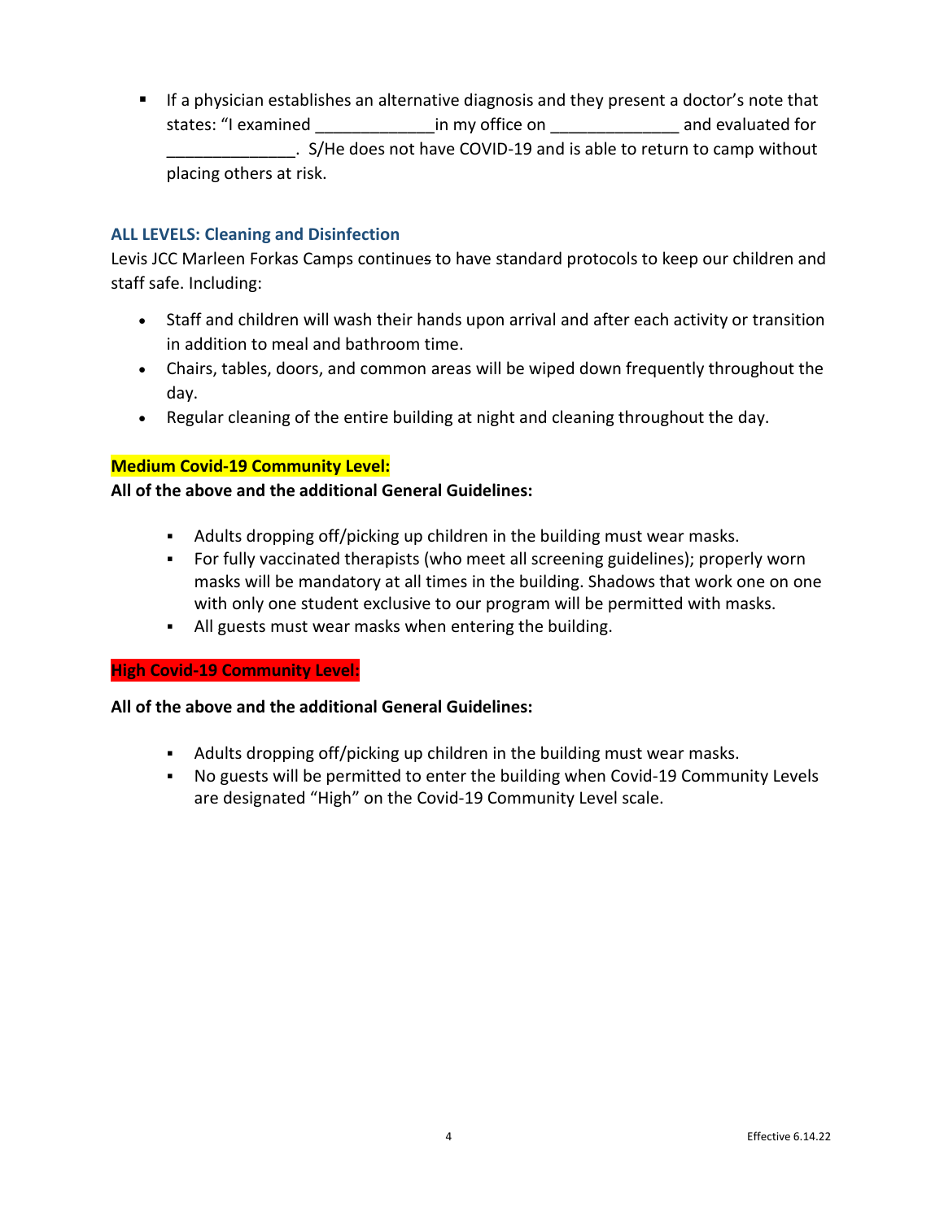- If a physician establishes an alternative diagnosis and they present a doctor's note that states: "I examined _____________in my office on ______________ and evaluated for ______________. S/He does not have COVID-19 and is able to return to camp without placing others at risk.

### ALL LEVELS: Cleaning and Disinfection

Levis JCC Marleen Forkas Camps continues to have standard protocols to keep our children and staff safe. Including:

- Staff and children will wash their hands upon arrival and after each activity or transition in addition to meal and bathroom time.
- Chairs, tables, doors, and common areas will be wiped down frequently throughout the day.
- Regular cleaning of the entire building at night and cleaning throughout the day.

**Medium Covid-19 Community Level:**

**All of the above and the additional General Guidelines:**

- Adults dropping off/picking up children in the building must wear masks.
- For fully vaccinated therapists (who meet all screening guidelines); properly worn masks will be mandatory at all times in the building. Shadows that work one on one with only one student exclusive to our program will be permitted with masks.
- All guests must wear masks when entering the building.

**High Covid-19 Community Level:**

**All of the above and the additional General Guidelines:**

- Adults dropping off/picking up children in the building must wear masks.
- No guests will be permitted to enter the building when Covid-19 Community Levels are designated "High" on the Covid-19 Community Level scale.